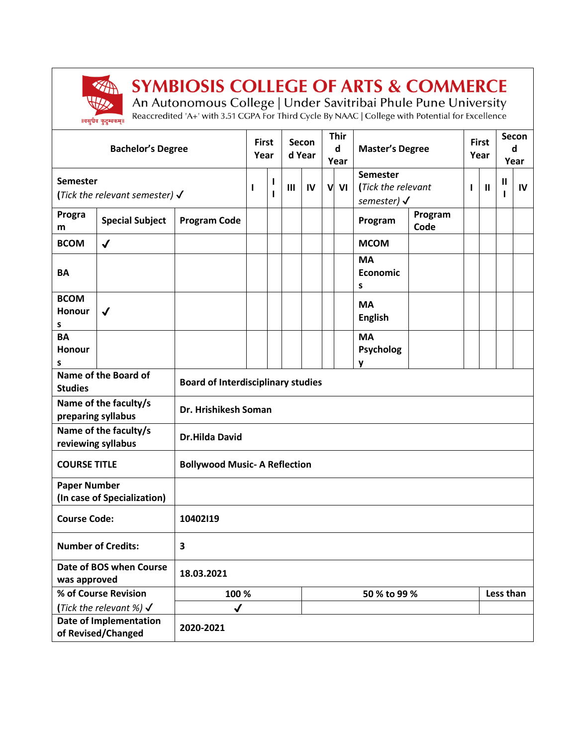# SYMBIOSIS COLLEGE OF ARTS & COMMERCE

An Autonomous College | Under Savitribai Phule Pune University

Reaccredited 'A+' with 3.51 CGPA For Third Cycle By NAAC | College with Potential for Excellence

| Bachelor's Degree | | | First Year | | Second Year | | Third Year | | Master's Degree | | First Year | | Second Year | |
|---|---|---|---|---|---|---|---|---|---|---|---|---|---|---|
| Semester (*Tick the relevant semester*) ✓ | | | I | II | III | IV | V | VI | Semester (*Tick the relevant semester*) ✓ | | I | II | III | IV |
| Program | Special Subject | Program Code | | | | | | | Program | Program Code | | | | |
| BCOM | ✓ | | | | | | | | MCOM | | | | | |
| BA | | | | | | | | | MA Economics | | | | | |
| BCOM Honours | ✓ | | | | | | | | MA English | | | | | |
| BA Honours | | | | | | | | | MA Psychology | | | | | |

| | | | |
|---|---|---|---|
| Name of the Board of Studies | Board of Interdisciplinary studies | | |
| Name of the faculty/s preparing syllabus | Dr. Hrishikesh Soman | | |
| Name of the faculty/s reviewing syllabus | Dr.Hilda David | | |
| COURSE TITLE | Bollywood Music- A Reflection | | |
| Paper Number (In case of Specialization) | | | |
| Course Code: | 10402I19 | | |
| Number of Credits: | 3 | | |
| Date of BOS when Course was approved | 18.03.2021 | | |
| % of Course Revision (*Tick the relevant %*) ✓ | 100 % | 50 % to 99 % | Less than |
| | ✓ | | |
| Date of Implementation of Revised/Changed | 2020-2021 | | |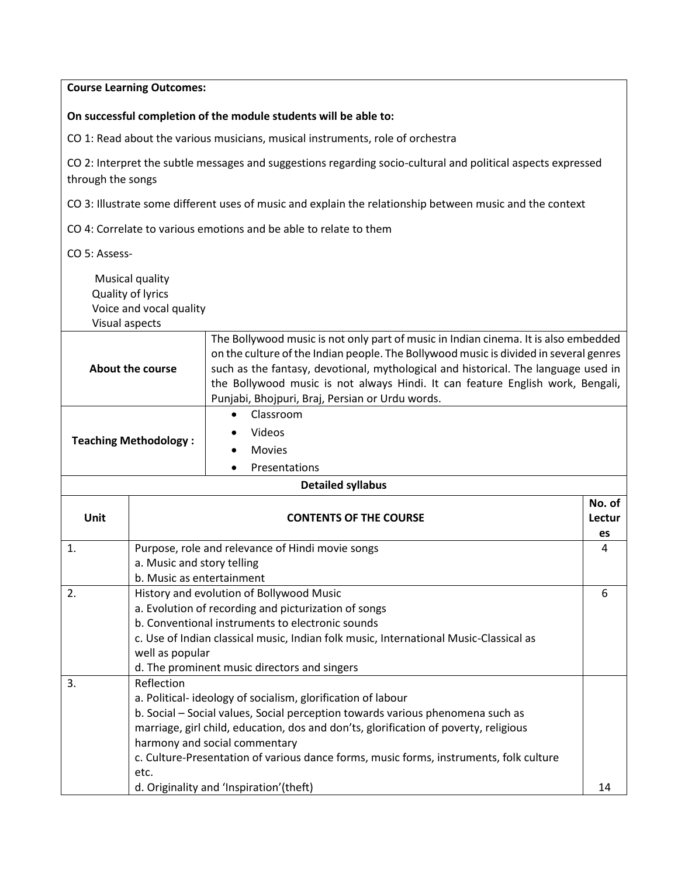**Course Learning Outcomes:**

**On successful completion of the module students will be able to:**

CO 1: Read about the various musicians, musical instruments, role of orchestra

CO 2: Interpret the subtle messages and suggestions regarding socio-cultural and political aspects expressed through the songs

CO 3: Illustrate some different uses of music and explain the relationship between music and the context

CO 4: Correlate to various emotions and be able to relate to them

CO 5: Assess-

- Musical quality
- Quality of lyrics
- Voice and vocal quality
- Visual aspects

| **About the course** | The Bollywood music is not only part of music in Indian cinema. It is also embedded on the culture of the Indian people. The Bollywood music is divided in several genres such as the fantasy, devotional, mythological and historical. The language used in the Bollywood music is not always Hindi. It can feature English work, Bengali, Punjabi, Bhojpuri, Braj, Persian or Urdu words. |
|---|---|
| **Teaching Methodology :** | • Classroom<br>• Videos<br>• Movies<br>• Presentations |

**Detailed syllabus**

| Unit | CONTENTS OF THE COURSE | No. of Lectures |
|---|---|---|
| 1. | Purpose, role and relevance of Hindi movie songs<br>a. Music and story telling<br>b. Music as entertainment | 4 |
| 2. | History and evolution of Bollywood Music<br>a. Evolution of recording and picturization of songs<br>b. Conventional instruments to electronic sounds<br>c. Use of Indian classical music, Indian folk music, International Music-Classical as well as popular<br>d. The prominent music directors and singers | 6 |
| 3. | Reflection<br>a. Political- ideology of socialism, glorification of labour<br>b. Social – Social values, Social perception towards various phenomena such as marriage, girl child, education, dos and don'ts, glorification of poverty, religious harmony and social commentary<br>c. Culture-Presentation of various dance forms, music forms, instruments, folk culture etc.<br>d. Originality and 'Inspiration'(theft) | 14 |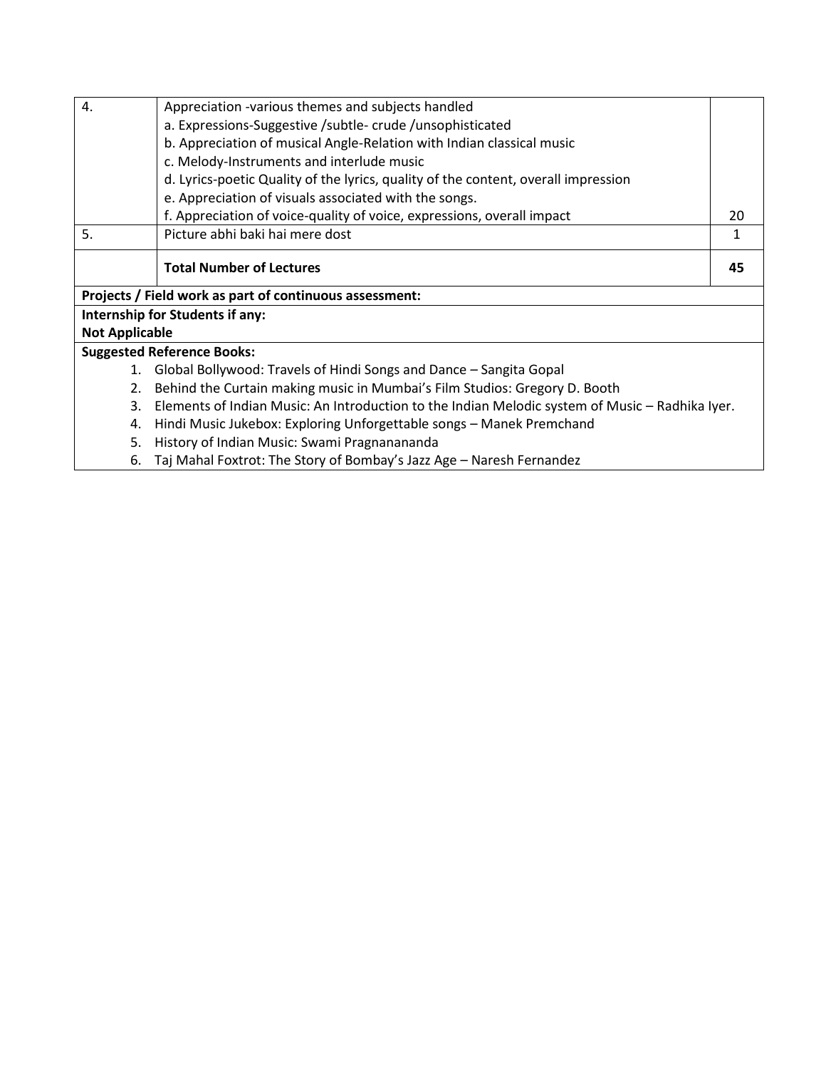| | | |
|---|---|---|
| 4. | Appreciation -various themes and subjects handled<br>a. Expressions-Suggestive /subtle- crude /unsophisticated<br>b. Appreciation of musical Angle-Relation with Indian classical music<br>c. Melody-Instruments and interlude music<br>d. Lyrics-poetic Quality of the lyrics, quality of the content, overall impression<br>e. Appreciation of visuals associated with the songs.<br>f. Appreciation of voice-quality of voice, expressions, overall impact | 20 |
| 5. | Picture abhi baki hai mere dost | 1 |
| | **Total Number of Lectures** | **45** |

**Projects / Field work as part of continuous assessment:**

**Internship for Students if any:**
**Not Applicable**

**Suggested Reference Books:**

1. Global Bollywood: Travels of Hindi Songs and Dance – Sangita Gopal
2. Behind the Curtain making music in Mumbai's Film Studios: Gregory D. Booth
3. Elements of Indian Music: An Introduction to the Indian Melodic system of Music – Radhika Iyer.
4. Hindi Music Jukebox: Exploring Unforgettable songs – Manek Premchand
5. History of Indian Music: Swami Pragnanananda
6. Taj Mahal Foxtrot: The Story of Bombay's Jazz Age – Naresh Fernandez